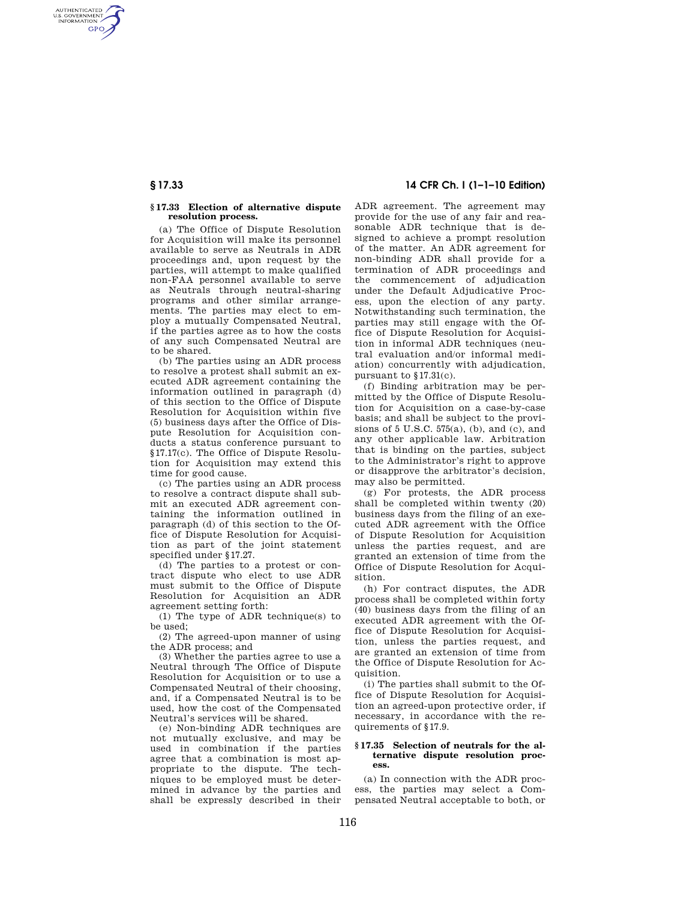### § 17.33 Election of alternative dispute resolution process.

(a) The Office of Dispute Resolution for Acquisition will make its personnel available to serve as Neutrals in ADR proceedings and, upon request by the parties, will attempt to make qualified non-FAA personnel available to serve as Neutrals through neutral-sharing programs and other similar arrangements. The parties may elect to employ a mutually Compensated Neutral, if the parties agree as to how the costs of any such Compensated Neutral are to be shared.

(b) The parties using an ADR process to resolve a protest shall submit an executed ADR agreement containing the information outlined in paragraph (d) of this section to the Office of Dispute Resolution for Acquisition within five (5) business days after the Office of Dispute Resolution for Acquisition conducts a status conference pursuant to §17.17(c). The Office of Dispute Resolution for Acquisition may extend this time for good cause.

(c) The parties using an ADR process to resolve a contract dispute shall submit an executed ADR agreement containing the information outlined in paragraph (d) of this section to the Office of Dispute Resolution for Acquisition as part of the joint statement specified under §17.27.

(d) The parties to a protest or contract dispute who elect to use ADR must submit to the Office of Dispute Resolution for Acquisition an ADR agreement setting forth:

(1) The type of ADR technique(s) to be used;

(2) The agreed-upon manner of using the ADR process; and

(3) Whether the parties agree to use a Neutral through The Office of Dispute Resolution for Acquisition or to use a Compensated Neutral of their choosing, and, if a Compensated Neutral is to be used, how the cost of the Compensated Neutral's services will be shared.

(e) Non-binding ADR techniques are not mutually exclusive, and may be used in combination if the parties agree that a combination is most appropriate to the dispute. The techniques to be employed must be determined in advance by the parties and shall be expressly described in their ADR agreement. The agreement may provide for the use of any fair and reasonable ADR technique that is designed to achieve a prompt resolution of the matter. An ADR agreement for non-binding ADR shall provide for a termination of ADR proceedings and the commencement of adjudication under the Default Adjudicative Process, upon the election of any party. Notwithstanding such termination, the parties may still engage with the Office of Dispute Resolution for Acquisition in informal ADR techniques (neutral evaluation and/or informal mediation) concurrently with adjudication, pursuant to §17.31(c).

(f) Binding arbitration may be permitted by the Office of Dispute Resolution for Acquisition on a case-by-case basis; and shall be subject to the provisions of 5 U.S.C. 575(a), (b), and (c), and any other applicable law. Arbitration that is binding on the parties, subject to the Administrator's right to approve or disapprove the arbitrator's decision, may also be permitted.

(g) For protests, the ADR process shall be completed within twenty (20) business days from the filing of an executed ADR agreement with the Office of Dispute Resolution for Acquisition unless the parties request, and are granted an extension of time from the Office of Dispute Resolution for Acquisition.

(h) For contract disputes, the ADR process shall be completed within forty (40) business days from the filing of an executed ADR agreement with the Office of Dispute Resolution for Acquisition, unless the parties request, and are granted an extension of time from the Office of Dispute Resolution for Acquisition.

(i) The parties shall submit to the Office of Dispute Resolution for Acquisition an agreed-upon protective order, if necessary, in accordance with the requirements of §17.9.

### § 17.35 Selection of neutrals for the alternative dispute resolution process.

(a) In connection with the ADR process, the parties may select a Compensated Neutral acceptable to both, or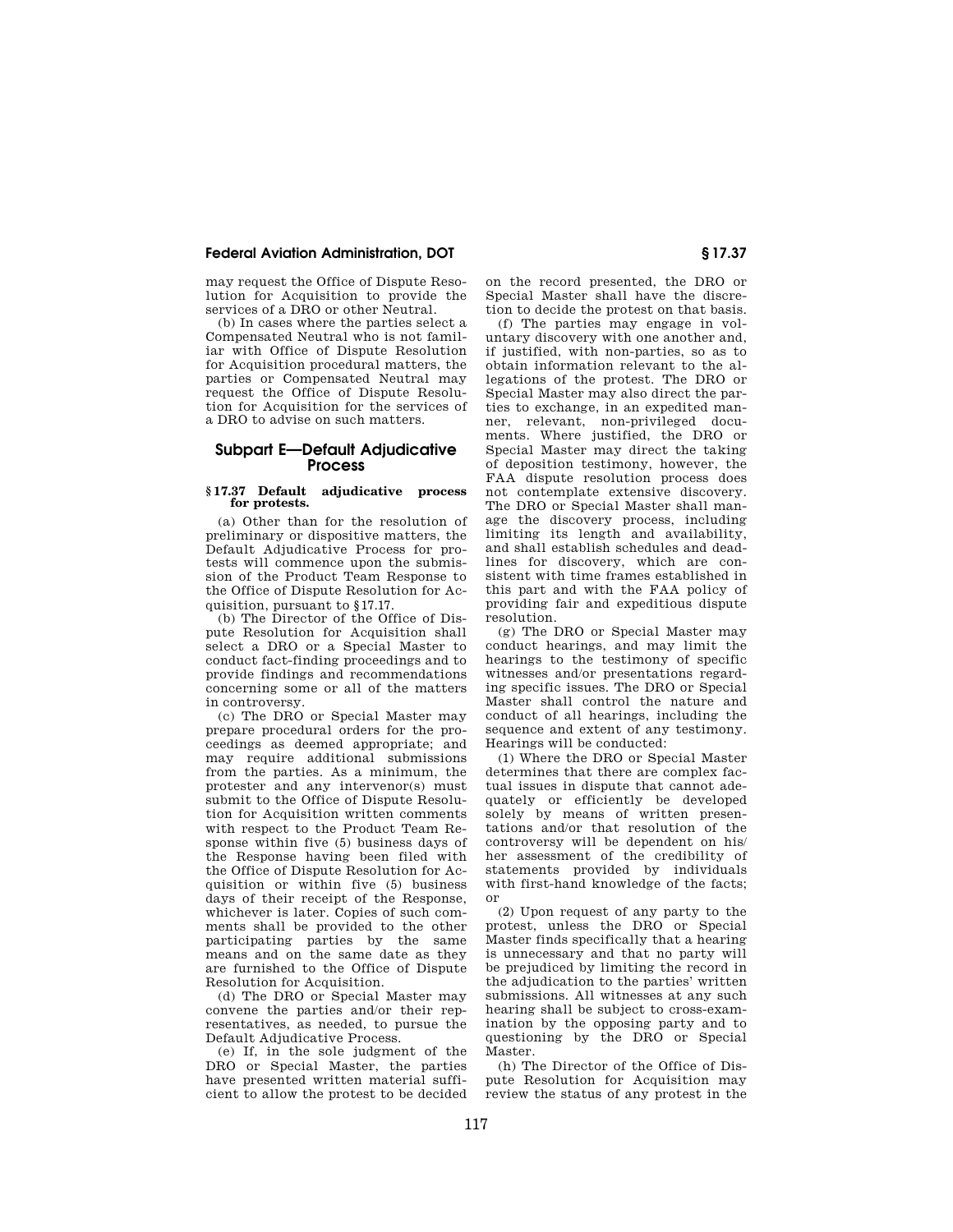may request the Office of Dispute Resolution for Acquisition to provide the services of a DRO or other Neutral.

(b) In cases where the parties select a Compensated Neutral who is not familiar with Office of Dispute Resolution for Acquisition procedural matters, the parties or Compensated Neutral may request the Office of Dispute Resolution for Acquisition for the services of a DRO to advise on such matters.

## Subpart E—Default Adjudicative Process

### § 17.37 Default adjudicative process for protests.

(a) Other than for the resolution of preliminary or dispositive matters, the Default Adjudicative Process for protests will commence upon the submission of the Product Team Response to the Office of Dispute Resolution for Acquisition, pursuant to §17.17.

(b) The Director of the Office of Dispute Resolution for Acquisition shall select a DRO or a Special Master to conduct fact-finding proceedings and to provide findings and recommendations concerning some or all of the matters in controversy.

(c) The DRO or Special Master may prepare procedural orders for the proceedings as deemed appropriate; and may require additional submissions from the parties. As a minimum, the protester and any intervenor(s) must submit to the Office of Dispute Resolution for Acquisition written comments with respect to the Product Team Response within five (5) business days of the Response having been filed with the Office of Dispute Resolution for Acquisition or within five (5) business days of their receipt of the Response, whichever is later. Copies of such comments shall be provided to the other participating parties by the same means and on the same date as they are furnished to the Office of Dispute Resolution for Acquisition.

(d) The DRO or Special Master may convene the parties and/or their representatives, as needed, to pursue the Default Adjudicative Process.

(e) If, in the sole judgment of the DRO or Special Master, the parties have presented written material sufficient to allow the protest to be decided on the record presented, the DRO or Special Master shall have the discretion to decide the protest on that basis.

(f) The parties may engage in voluntary discovery with one another and, if justified, with non-parties, so as to obtain information relevant to the allegations of the protest. The DRO or Special Master may also direct the parties to exchange, in an expedited manner, relevant, non-privileged documents. Where justified, the DRO or Special Master may direct the taking of deposition testimony, however, the FAA dispute resolution process does not contemplate extensive discovery. The DRO or Special Master shall manage the discovery process, including limiting its length and availability, and shall establish schedules and deadlines for discovery, which are consistent with time frames established in this part and with the FAA policy of providing fair and expeditious dispute resolution.

(g) The DRO or Special Master may conduct hearings, and may limit the hearings to the testimony of specific witnesses and/or presentations regarding specific issues. The DRO or Special Master shall control the nature and conduct of all hearings, including the sequence and extent of any testimony. Hearings will be conducted:

(1) Where the DRO or Special Master determines that there are complex factual issues in dispute that cannot adequately or efficiently be developed solely by means of written presentations and/or that resolution of the controversy will be dependent on his/her assessment of the credibility of statements provided by individuals with first-hand knowledge of the facts; or

(2) Upon request of any party to the protest, unless the DRO or Special Master finds specifically that a hearing is unnecessary and that no party will be prejudiced by limiting the record in the adjudication to the parties' written submissions. All witnesses at any such hearing shall be subject to cross-examination by the opposing party and to questioning by the DRO or Special Master.

(h) The Director of the Office of Dispute Resolution for Acquisition may review the status of any protest in the